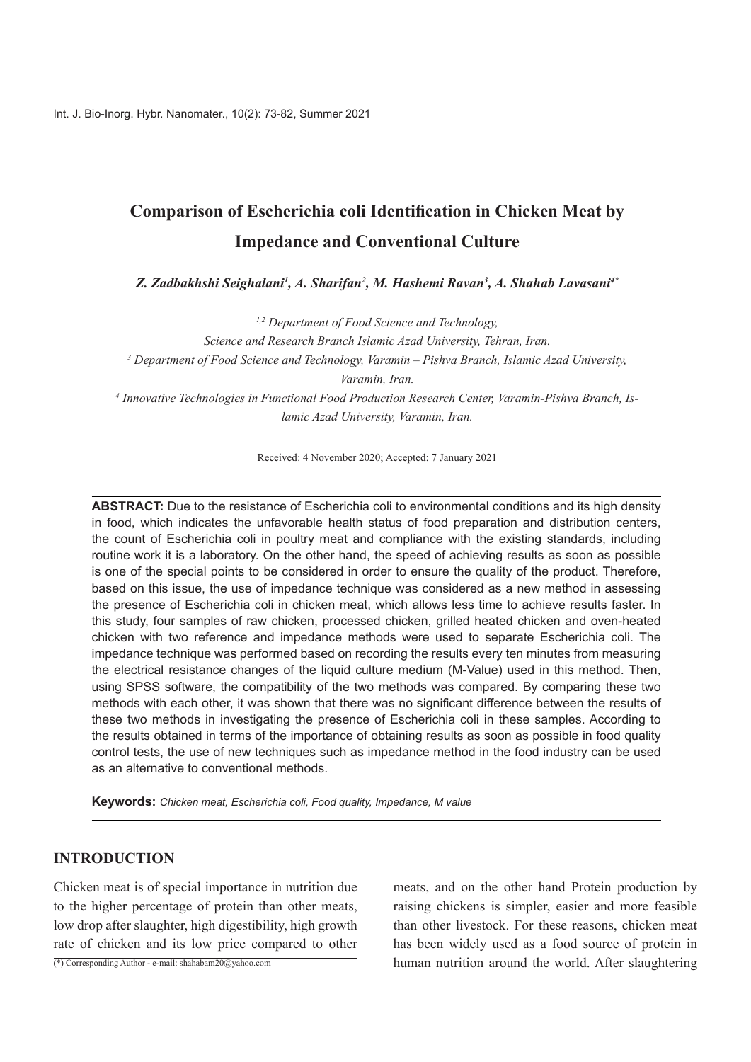# Comparison of Escherichia coli Identification in Chicken Meat by Impedance and Conventional Culture

***Z. Zadbakhshi Seighalani[1], A. Sharifan[2], M. Hashemi Ravan[3], A. Shahab Lavasani[4*]***

*[1,2] Department of Food Science and Technology, Science and Research Branch Islamic Azad University, Tehran, Iran.*

*[3] Department of Food Science and Technology, Varamin – Pishva Branch, Islamic Azad University, Varamin, Iran.*

*[4] Innovative Technologies in Functional Food Production Research Center, Varamin-Pishva Branch, Islamic Azad University, Varamin, Iran.*

Received: 4 November 2020; Accepted: 7 January 2021

**ABSTRACT:** Due to the resistance of Escherichia coli to environmental conditions and its high density in food, which indicates the unfavorable health status of food preparation and distribution centers, the count of Escherichia coli in poultry meat and compliance with the existing standards, including routine work it is a laboratory. On the other hand, the speed of achieving results as soon as possible is one of the special points to be considered in order to ensure the quality of the product. Therefore, based on this issue, the use of impedance technique was considered as a new method in assessing the presence of Escherichia coli in chicken meat, which allows less time to achieve results faster. In this study, four samples of raw chicken, processed chicken, grilled heated chicken and oven-heated chicken with two reference and impedance methods were used to separate Escherichia coli. The impedance technique was performed based on recording the results every ten minutes from measuring the electrical resistance changes of the liquid culture medium (M-Value) used in this method. Then, using SPSS software, the compatibility of the two methods was compared. By comparing these two methods with each other, it was shown that there was no significant difference between the results of these two methods in investigating the presence of Escherichia coli in these samples. According to the results obtained in terms of the importance of obtaining results as soon as possible in food quality control tests, the use of new techniques such as impedance method in the food industry can be used as an alternative to conventional methods.

**Keywords:** *Chicken meat, Escherichia coli, Food quality, Impedance, M value*

## INTRODUCTION

Chicken meat is of special importance in nutrition due to the higher percentage of protein than other meats, low drop after slaughter, high digestibility, high growth rate of chicken and its low price compared to other meats, and on the other hand Protein production by raising chickens is simpler, easier and more feasible than other livestock. For these reasons, chicken meat has been widely used as a food source of protein in human nutrition around the world. After slaughtering

(*) Corresponding Author - e-mail: shahabam20@yahoo.com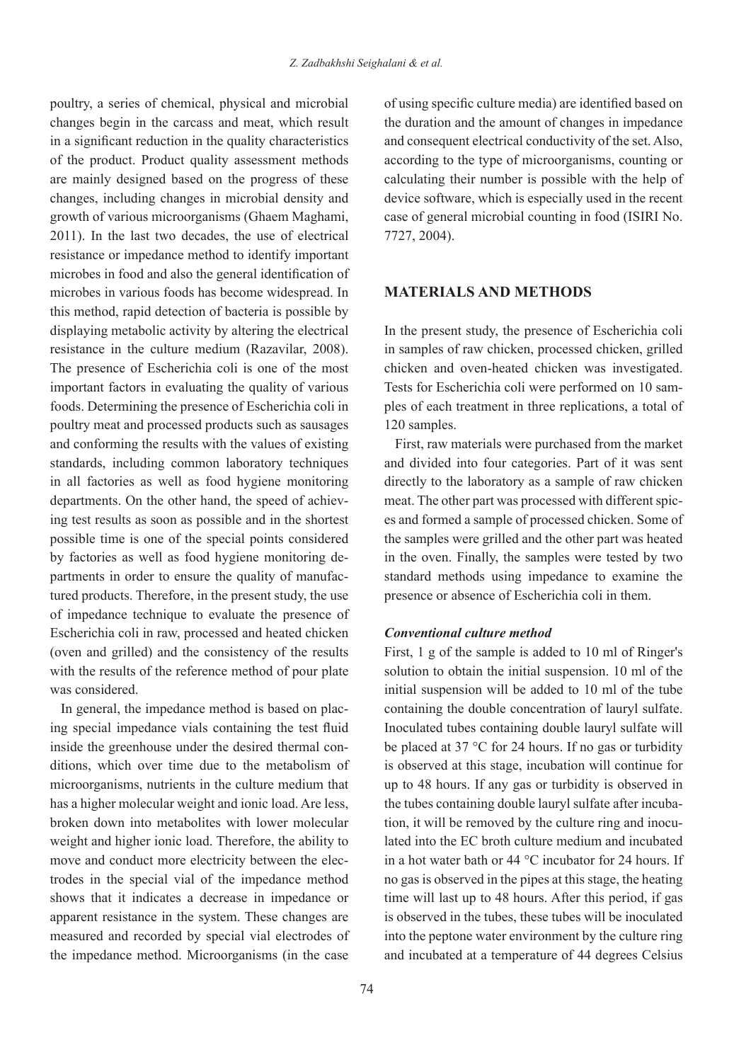poultry, a series of chemical, physical and microbial changes begin in the carcass and meat, which result in a significant reduction in the quality characteristics of the product. Product quality assessment methods are mainly designed based on the progress of these changes, including changes in microbial density and growth of various microorganisms (Ghaem Maghami, 2011). In the last two decades, the use of electrical resistance or impedance method to identify important microbes in food and also the general identification of microbes in various foods has become widespread. In this method, rapid detection of bacteria is possible by displaying metabolic activity by altering the electrical resistance in the culture medium (Razavilar, 2008). The presence of Escherichia coli is one of the most important factors in evaluating the quality of various foods. Determining the presence of Escherichia coli in poultry meat and processed products such as sausages and conforming the results with the values of existing standards, including common laboratory techniques in all factories as well as food hygiene monitoring departments. On the other hand, the speed of achieving test results as soon as possible and in the shortest possible time is one of the special points considered by factories as well as food hygiene monitoring departments in order to ensure the quality of manufactured products. Therefore, in the present study, the use of impedance technique to evaluate the presence of Escherichia coli in raw, processed and heated chicken (oven and grilled) and the consistency of the results with the results of the reference method of pour plate was considered.

In general, the impedance method is based on placing special impedance vials containing the test fluid inside the greenhouse under the desired thermal conditions, which over time due to the metabolism of microorganisms, nutrients in the culture medium that has a higher molecular weight and ionic load. Are less, broken down into metabolites with lower molecular weight and higher ionic load. Therefore, the ability to move and conduct more electricity between the electrodes in the special vial of the impedance method shows that it indicates a decrease in impedance or apparent resistance in the system. These changes are measured and recorded by special vial electrodes of the impedance method. Microorganisms (in the case of using specific culture media) are identified based on the duration and the amount of changes in impedance and consequent electrical conductivity of the set. Also, according to the type of microorganisms, counting or calculating their number is possible with the help of device software, which is especially used in the recent case of general microbial counting in food (ISIRI No. 7727, 2004).

## MATERIALS AND METHODS

In the present study, the presence of Escherichia coli in samples of raw chicken, processed chicken, grilled chicken and oven-heated chicken was investigated. Tests for Escherichia coli were performed on 10 samples of each treatment in three replications, a total of 120 samples.

First, raw materials were purchased from the market and divided into four categories. Part of it was sent directly to the laboratory as a sample of raw chicken meat. The other part was processed with different spices and formed a sample of processed chicken. Some of the samples were grilled and the other part was heated in the oven. Finally, the samples were tested by two standard methods using impedance to examine the presence or absence of Escherichia coli in them.

### *Conventional culture method*

First, 1 g of the sample is added to 10 ml of Ringer's solution to obtain the initial suspension. 10 ml of the initial suspension will be added to 10 ml of the tube containing the double concentration of lauryl sulfate. Inoculated tubes containing double lauryl sulfate will be placed at 37 °C for 24 hours. If no gas or turbidity is observed at this stage, incubation will continue for up to 48 hours. If any gas or turbidity is observed in the tubes containing double lauryl sulfate after incubation, it will be removed by the culture ring and inoculated into the EC broth culture medium and incubated in a hot water bath or 44 °C incubator for 24 hours. If no gas is observed in the pipes at this stage, the heating time will last up to 48 hours. After this period, if gas is observed in the tubes, these tubes will be inoculated into the peptone water environment by the culture ring and incubated at a temperature of 44 degrees Celsius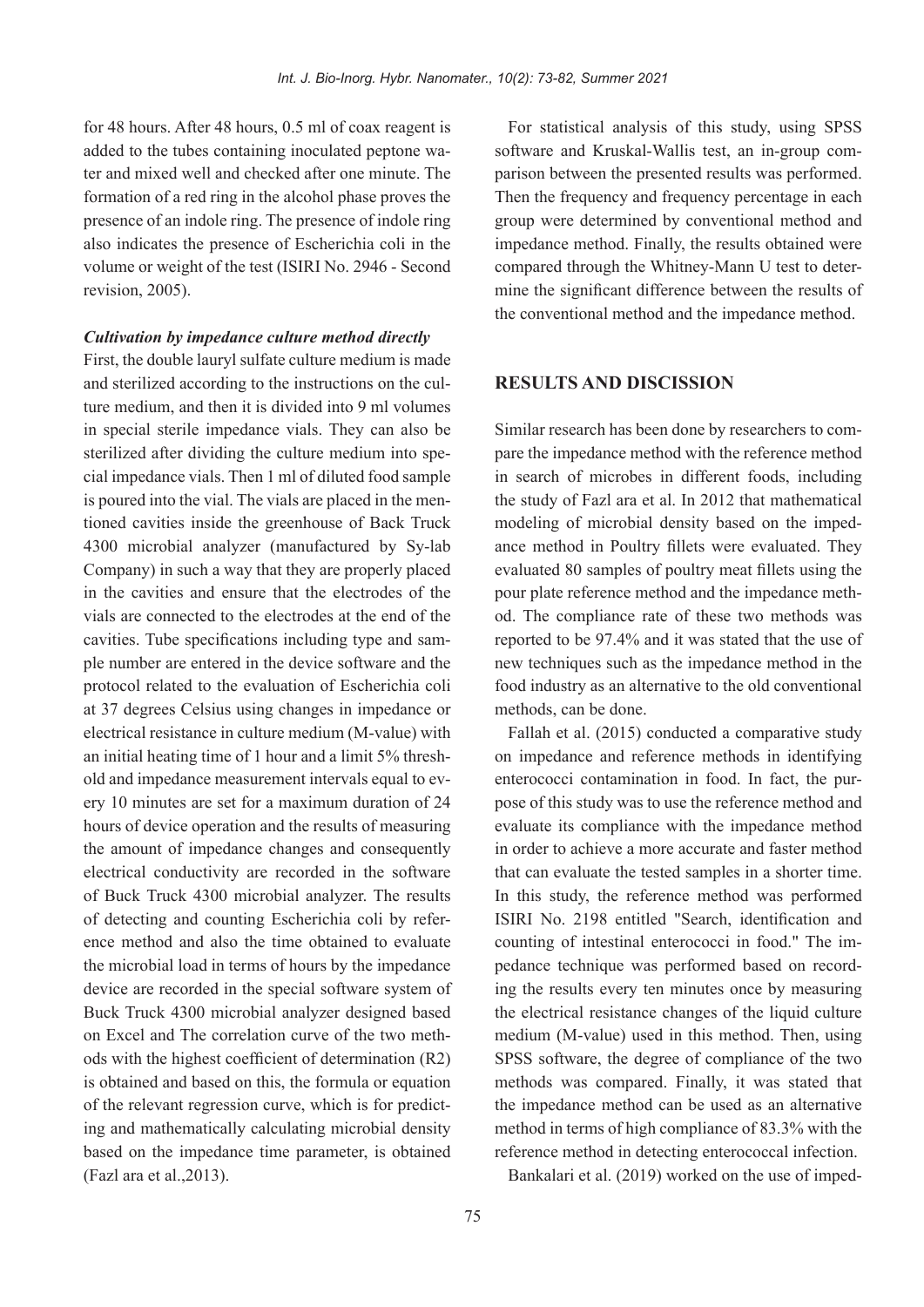for 48 hours. After 48 hours, 0.5 ml of coax reagent is added to the tubes containing inoculated peptone water and mixed well and checked after one minute. The formation of a red ring in the alcohol phase proves the presence of an indole ring. The presence of indole ring also indicates the presence of Escherichia coli in the volume or weight of the test (ISIRI No. 2946 - Second revision, 2005).

***Cultivation by impedance culture method directly***

First, the double lauryl sulfate culture medium is made and sterilized according to the instructions on the culture medium, and then it is divided into 9 ml volumes in special sterile impedance vials. They can also be sterilized after dividing the culture medium into special impedance vials. Then 1 ml of diluted food sample is poured into the vial. The vials are placed in the mentioned cavities inside the greenhouse of Back Truck 4300 microbial analyzer (manufactured by Sy-lab Company) in such a way that they are properly placed in the cavities and ensure that the electrodes of the vials are connected to the electrodes at the end of the cavities. Tube specifications including type and sample number are entered in the device software and the protocol related to the evaluation of Escherichia coli at 37 degrees Celsius using changes in impedance or electrical resistance in culture medium (M-value) with an initial heating time of 1 hour and a limit 5% threshold and impedance measurement intervals equal to every 10 minutes are set for a maximum duration of 24 hours of device operation and the results of measuring the amount of impedance changes and consequently electrical conductivity are recorded in the software of Buck Truck 4300 microbial analyzer. The results of detecting and counting Escherichia coli by reference method and also the time obtained to evaluate the microbial load in terms of hours by the impedance device are recorded in the special software system of Buck Truck 4300 microbial analyzer designed based on Excel and The correlation curve of the two methods with the highest coefficient of determination (R2) is obtained and based on this, the formula or equation of the relevant regression curve, which is for predicting and mathematically calculating microbial density based on the impedance time parameter, is obtained (Fazl ara et al.,2013).

For statistical analysis of this study, using SPSS software and Kruskal-Wallis test, an in-group comparison between the presented results was performed. Then the frequency and frequency percentage in each group were determined by conventional method and impedance method. Finally, the results obtained were compared through the Whitney-Mann U test to determine the significant difference between the results of the conventional method and the impedance method.

## RESULTS AND DISCISSION

Similar research has been done by researchers to compare the impedance method with the reference method in search of microbes in different foods, including the study of Fazl ara et al. In 2012 that mathematical modeling of microbial density based on the impedance method in Poultry fillets were evaluated. They evaluated 80 samples of poultry meat fillets using the pour plate reference method and the impedance method. The compliance rate of these two methods was reported to be 97.4% and it was stated that the use of new techniques such as the impedance method in the food industry as an alternative to the old conventional methods, can be done.

Fallah et al. (2015) conducted a comparative study on impedance and reference methods in identifying enterococci contamination in food. In fact, the purpose of this study was to use the reference method and evaluate its compliance with the impedance method in order to achieve a more accurate and faster method that can evaluate the tested samples in a shorter time. In this study, the reference method was performed ISIRI No. 2198 entitled "Search, identification and counting of intestinal enterococci in food." The impedance technique was performed based on recording the results every ten minutes once by measuring the electrical resistance changes of the liquid culture medium (M-value) used in this method. Then, using SPSS software, the degree of compliance of the two methods was compared. Finally, it was stated that the impedance method can be used as an alternative method in terms of high compliance of 83.3% with the reference method in detecting enterococcal infection.

Bankalari et al. (2019) worked on the use of imped-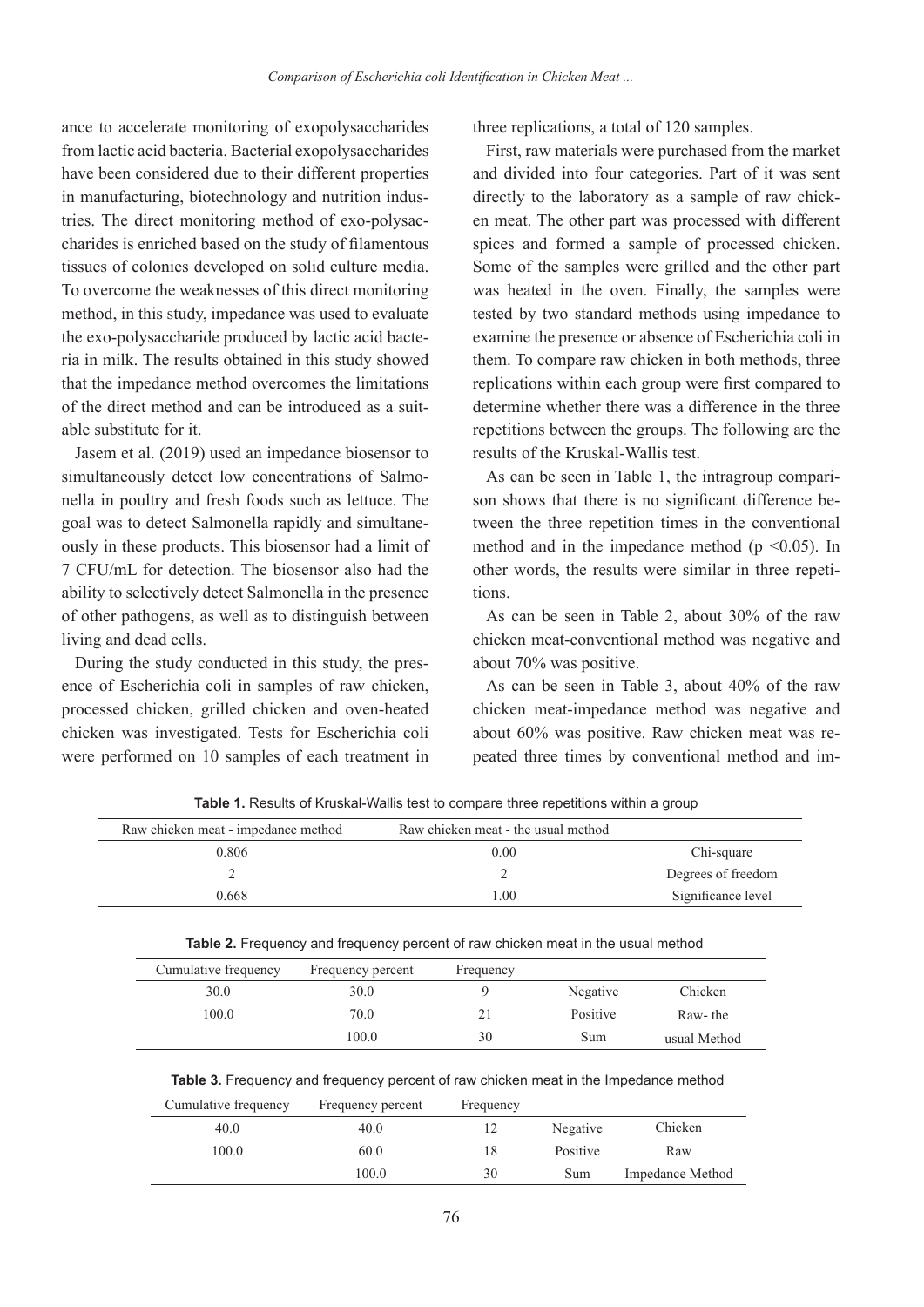ance to accelerate monitoring of exopolysaccharides from lactic acid bacteria. Bacterial exopolysaccharides have been considered due to their different properties in manufacturing, biotechnology and nutrition industries. The direct monitoring method of exo-polysaccharides is enriched based on the study of filamentous tissues of colonies developed on solid culture media. To overcome the weaknesses of this direct monitoring method, in this study, impedance was used to evaluate the exo-polysaccharide produced by lactic acid bacteria in milk. The results obtained in this study showed that the impedance method overcomes the limitations of the direct method and can be introduced as a suitable substitute for it.

Jasem et al. (2019) used an impedance biosensor to simultaneously detect low concentrations of Salmonella in poultry and fresh foods such as lettuce. The goal was to detect Salmonella rapidly and simultaneously in these products. This biosensor had a limit of 7 CFU/mL for detection. The biosensor also had the ability to selectively detect Salmonella in the presence of other pathogens, as well as to distinguish between living and dead cells.

During the study conducted in this study, the presence of Escherichia coli in samples of raw chicken, processed chicken, grilled chicken and oven-heated chicken was investigated. Tests for Escherichia coli were performed on 10 samples of each treatment in three replications, a total of 120 samples.

First, raw materials were purchased from the market and divided into four categories. Part of it was sent directly to the laboratory as a sample of raw chicken meat. The other part was processed with different spices and formed a sample of processed chicken. Some of the samples were grilled and the other part was heated in the oven. Finally, the samples were tested by two standard methods using impedance to examine the presence or absence of Escherichia coli in them. To compare raw chicken in both methods, three replications within each group were first compared to determine whether there was a difference in the three repetitions between the groups. The following are the results of the Kruskal-Wallis test.

As can be seen in Table 1, the intragroup comparison shows that there is no significant difference between the three repetition times in the conventional method and in the impedance method ($p < 0.05$). In other words, the results were similar in three repetitions.

As can be seen in Table 2, about 30% of the raw chicken meat-conventional method was negative and about 70% was positive.

As can be seen in Table 3, about 40% of the raw chicken meat-impedance method was negative and about 60% was positive. Raw chicken meat was repeated three times by conventional method and im-

**Table 1.** Results of Kruskal-Wallis test to compare three repetitions within a group

| Raw chicken meat - impedance method | Raw chicken meat - the usual method | |
|---|---|---|
| 0.806 | 0.00 | Chi-square |
| 2 | 2 | Degrees of freedom |
| 0.668 | 1.00 | Significance level |

**Table 2.** Frequency and frequency percent of raw chicken meat in the usual method

| Cumulative frequency | Frequency percent | Frequency | | |
|---|---|---|---|---|
| 30.0 | 30.0 | 9 | Negative | Chicken |
| 100.0 | 70.0 | 21 | Positive | Raw- the |
| | 100.0 | 30 | Sum | usual Method |

**Table 3.** Frequency and frequency percent of raw chicken meat in the Impedance method

| Cumulative frequency | Frequency percent | Frequency | | |
|---|---|---|---|---|
| 40.0 | 40.0 | 12 | Negative | Chicken |
| 100.0 | 60.0 | 18 | Positive | Raw |
| | 100.0 | 30 | Sum | Impedance Method |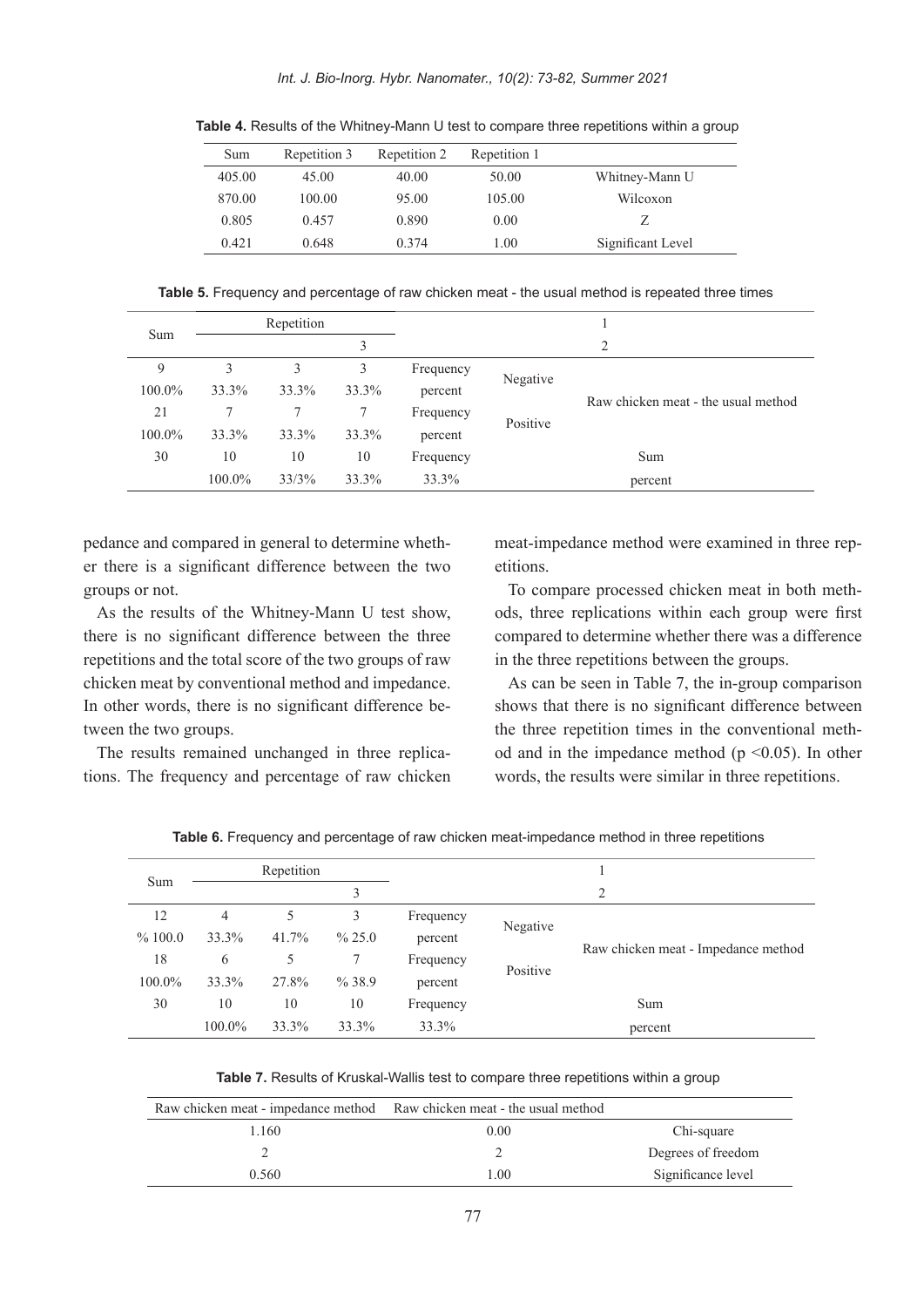**Table 4.** Results of the Whitney-Mann U test to compare three repetitions within a group

| Sum | Repetition 3 | Repetition 2 | Repetition 1 | |
|---|---|---|---|---|
| 405.00 | 45.00 | 40.00 | 50.00 | Whitney-Mann U |
| 870.00 | 100.00 | 95.00 | 105.00 | Wilcoxon |
| 0.805 | 0.457 | 0.890 | 0.00 | Z |
| 0.421 | 0.648 | 0.374 | 1.00 | Significant Level |

**Table 5.** Frequency and percentage of raw chicken meat - the usual method is repeated three times

| Sum | Repetition | | | | | 1 |
|---|---|---|---|---|---|---|
| | | | 3 | | | 2 |
| 9 | 3 | 3 | 3 | Frequency | Negative | Raw chicken meat - the usual method |
| 100.0% | 33.3% | 33.3% | 33.3% | percent | | |
| 21 | 7 | 7 | 7 | Frequency | Positive | |
| 100.0% | 33.3% | 33.3% | 33.3% | percent | | |
| 30 | 10 | 10 | 10 | Frequency | | Sum |
| | 100.0% | 33/3% | 33.3% | 33.3% | | percent |

pedance and compared in general to determine whether there is a significant difference between the two groups or not.

As the results of the Whitney-Mann U test show, there is no significant difference between the three repetitions and the total score of the two groups of raw chicken meat by conventional method and impedance. In other words, there is no significant difference between the two groups.

The results remained unchanged in three replications. The frequency and percentage of raw chicken meat-impedance method were examined in three repetitions.

To compare processed chicken meat in both methods, three replications within each group were first compared to determine whether there was a difference in the three repetitions between the groups.

As can be seen in Table 7, the in-group comparison shows that there is no significant difference between the three repetition times in the conventional method and in the impedance method ($p < 0.05$). In other words, the results were similar in three repetitions.

**Table 6.** Frequency and percentage of raw chicken meat-impedance method in three repetitions

| Sum | Repetition | | | | | 1 |
|---|---|---|---|---|---|---|
| | | | 3 | | | 2 |
| 12 | 4 | 5 | 3 | Frequency | Negative | Raw chicken meat - Impedance method |
| % 100.0 | 33.3% | 41.7% | % 25.0 | percent | | |
| 18 | 6 | 5 | 7 | Frequency | Positive | |
| 100.0% | 33.3% | 27.8% | % 38.9 | percent | | |
| 30 | 10 | 10 | 10 | Frequency | | Sum |
| | 100.0% | 33.3% | 33.3% | 33.3% | | percent |

**Table 7.** Results of Kruskal-Wallis test to compare three repetitions within a group

| Raw chicken meat - impedance method | Raw chicken meat - the usual method | |
|---|---|---|
| 1.160 | 0.00 | Chi-square |
| 2 | 2 | Degrees of freedom |
| 0.560 | 1.00 | Significance level |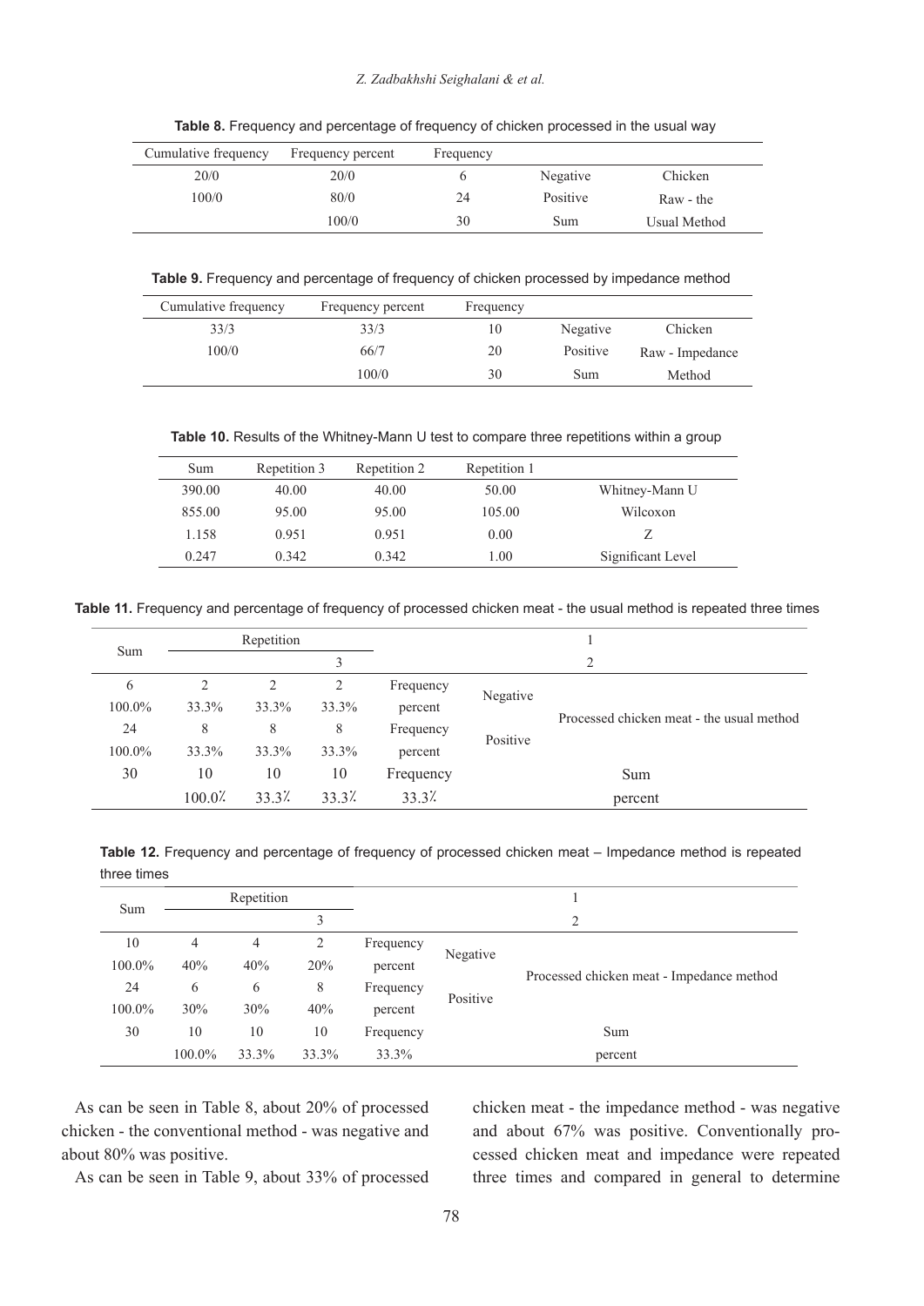**Table 8.** Frequency and percentage of frequency of chicken processed in the usual way

| Cumulative frequency | Frequency percent | Frequency | | |
|---|---|---|---|---|
| 20/0 | 20/0 | 6 | Negative | Chicken |
| 100/0 | 80/0 | 24 | Positive | Raw - the |
| | 100/0 | 30 | Sum | Usual Method |

**Table 9.** Frequency and percentage of frequency of chicken processed by impedance method

| Cumulative frequency | Frequency percent | Frequency | | |
|---|---|---|---|---|
| 33/3 | 33/3 | 10 | Negative | Chicken |
| 100/0 | 66/7 | 20 | Positive | Raw - Impedance |
| | 100/0 | 30 | Sum | Method |

**Table 10.** Results of the Whitney-Mann U test to compare three repetitions within a group

| Sum | Repetition 3 | Repetition 2 | Repetition 1 | |
|---|---|---|---|---|
| 390.00 | 40.00 | 40.00 | 50.00 | Whitney-Mann U |
| 855.00 | 95.00 | 95.00 | 105.00 | Wilcoxon |
| 1.158 | 0.951 | 0.951 | 0.00 | Z |
| 0.247 | 0.342 | 0.342 | 1.00 | Significant Level |

**Table 11.** Frequency and percentage of frequency of processed chicken meat - the usual method is repeated three times

| Sum | Repetition | | | | | 1 |
|---|---|---|---|---|---|---|
| | | | 3 | | | 2 |
| 6 | 2 | 2 | 2 | Frequency | Negative | Processed chicken meat - the usual method |
| 100.0% | 33.3% | 33.3% | 33.3% | percent | | |
| 24 | 8 | 8 | 8 | Frequency | Positive | |
| 100.0% | 33.3% | 33.3% | 33.3% | percent | | |
| 30 | 10 | 10 | 10 | Frequency | | Sum |
| | 100.0٪ | 33.3٪ | 33.3٪ | 33.3٪ | | percent |

**Table 12.** Frequency and percentage of frequency of processed chicken meat – Impedance method is repeated three times

| Sum | Repetition | | | | | 1 |
|---|---|---|---|---|---|---|
| | | | 3 | | | 2 |
| 10 | 4 | 4 | 2 | Frequency | Negative | Processed chicken meat - Impedance method |
| 100.0% | 40% | 40% | 20% | percent | | |
| 24 | 6 | 6 | 8 | Frequency | Positive | |
| 100.0% | 30% | 30% | 40% | percent | | |
| 30 | 10 | 10 | 10 | Frequency | | Sum |
| | 100.0% | 33.3% | 33.3% | 33.3% | | percent |

As can be seen in Table 8, about 20% of processed chicken - the conventional method - was negative and about 80% was positive.

As can be seen in Table 9, about 33% of processed chicken meat - the impedance method - was negative and about 67% was positive. Conventionally processed chicken meat and impedance were repeated three times and compared in general to determine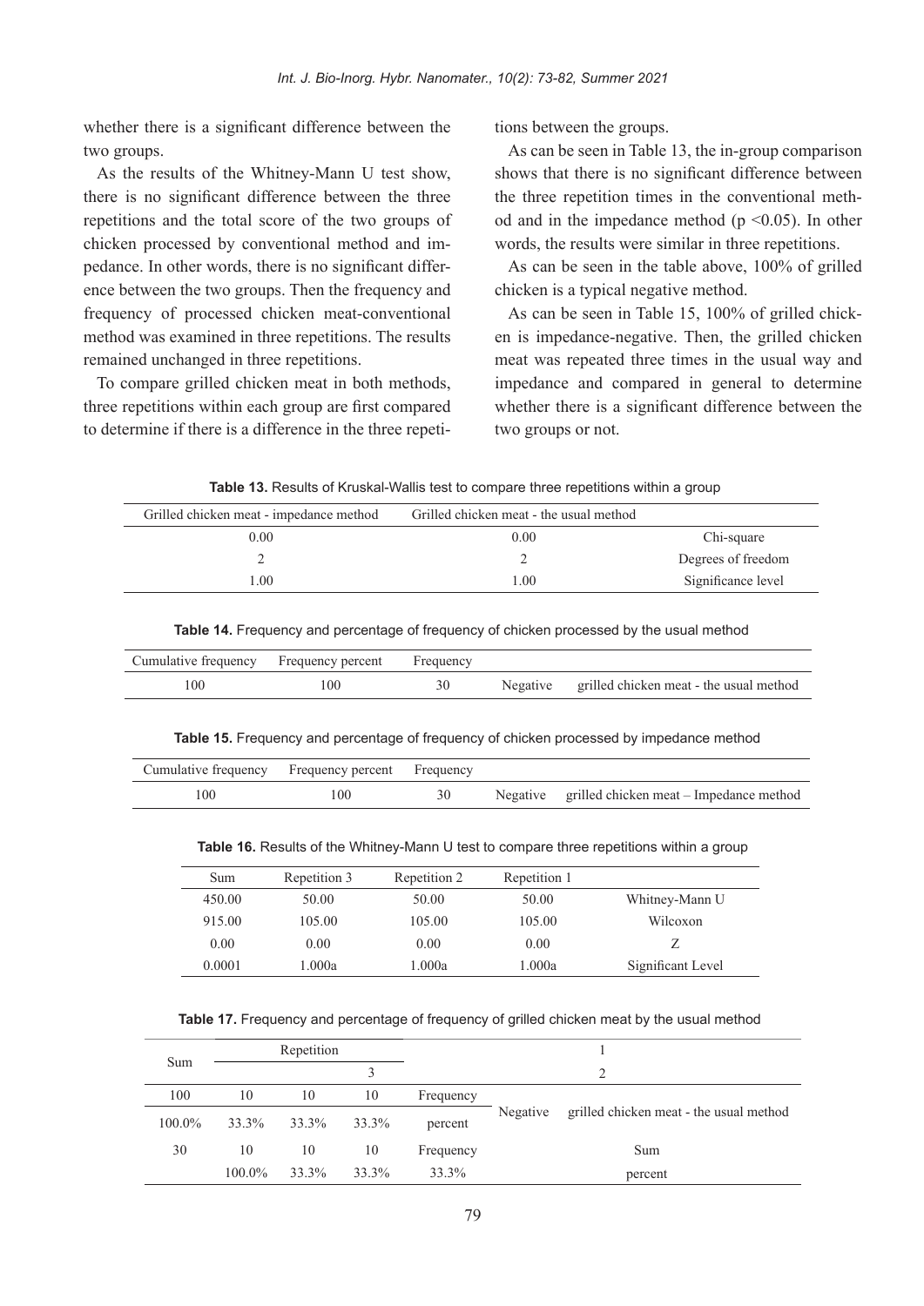whether there is a significant difference between the two groups.

As the results of the Whitney-Mann U test show, there is no significant difference between the three repetitions and the total score of the two groups of chicken processed by conventional method and impedance. In other words, there is no significant difference between the two groups. Then the frequency and frequency of processed chicken meat-conventional method was examined in three repetitions. The results remained unchanged in three repetitions.

To compare grilled chicken meat in both methods, three repetitions within each group are first compared to determine if there is a difference in the three repetitions between the groups.

As can be seen in Table 13, the in-group comparison shows that there is no significant difference between the three repetition times in the conventional method and in the impedance method ($p < 0.05$). In other words, the results were similar in three repetitions.

As can be seen in the table above, 100% of grilled chicken is a typical negative method.

As can be seen in Table 15, 100% of grilled chicken is impedance-negative. Then, the grilled chicken meat was repeated three times in the usual way and impedance and compared in general to determine whether there is a significant difference between the two groups or not.

**Table 13.** Results of Kruskal-Wallis test to compare three repetitions within a group

| Grilled chicken meat - impedance method | Grilled chicken meat - the usual method | |
|---|---|---|
| 0.00 | 0.00 | Chi-square |
| 2 | 2 | Degrees of freedom |
| 1.00 | 1.00 | Significance level |

**Table 14.** Frequency and percentage of frequency of chicken processed by the usual method

| Cumulative frequency | Frequency percent | Frequency | | |
|---|---|---|---|---|
| 100 | 100 | 30 | Negative | grilled chicken meat - the usual method |

**Table 15.** Frequency and percentage of frequency of chicken processed by impedance method

| Cumulative frequency | Frequency percent | Frequency | | |
|---|---|---|---|---|
| 100 | 100 | 30 | Negative | grilled chicken meat – Impedance method |

**Table 16.** Results of the Whitney-Mann U test to compare three repetitions within a group

| Sum | Repetition 3 | Repetition 2 | Repetition 1 | |
|---|---|---|---|---|
| 450.00 | 50.00 | 50.00 | 50.00 | Whitney-Mann U |
| 915.00 | 105.00 | 105.00 | 105.00 | Wilcoxon |
| 0.00 | 0.00 | 0.00 | 0.00 | Z |
| 0.0001 | 1.000a | 1.000a | 1.000a | Significant Level |

**Table 17.** Frequency and percentage of frequency of grilled chicken meat by the usual method

| Sum | Repetition | | | | | 1 |
|---|---|---|---|---|---|---|
| | | | 3 | | | 2 |
| 100 | 10 | 10 | 10 | Frequency | Negative | grilled chicken meat - the usual method |
| 100.0% | 33.3% | 33.3% | 33.3% | percent | | |
| 30 | 10 | 10 | 10 | Frequency | | Sum |
| | 100.0% | 33.3% | 33.3% | 33.3% | | percent |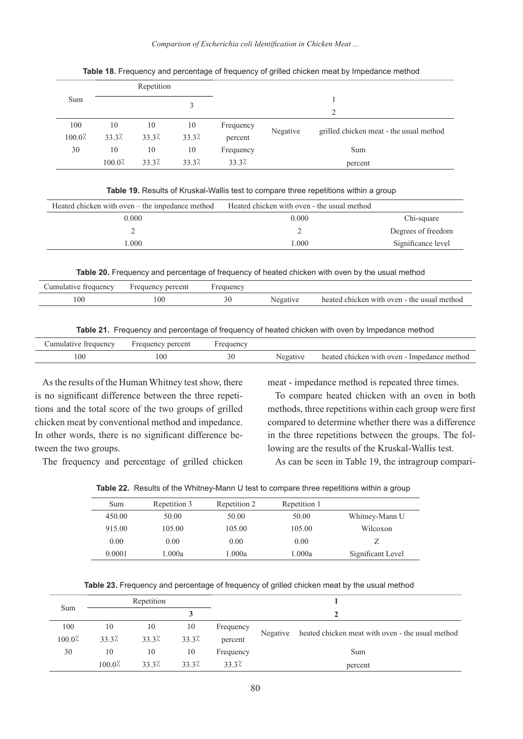**Table 18.** Frequency and percentage of frequency of grilled chicken meat by Impedance method

| Sum | Repetition | | | | | |
|---|---|---|---|---|---|---|
| | | | 3 | | | 1<br>2 |
| 100 | 10 | 10 | 10 | Frequency | Negative | grilled chicken meat - the usual method |
| 100.0٪ | 33.3٪ | 33.3٪ | 33.3٪ | percent | | |
| 30 | 10 | 10 | 10 | Frequency | | Sum |
| | 100.0٪ | 33.3٪ | 33.3٪ | 33.3٪ | | percent |

**Table 19.** Results of Kruskal-Wallis test to compare three repetitions within a group

| Heated chicken with oven – the impedance method | Heated chicken with oven - the usual method | |
|---|---|---|
| 0.000 | 0.000 | Chi-square |
| 2 | 2 | Degrees of freedom |
| 1.000 | 1.000 | Significance level |

**Table 20.** Frequency and percentage of frequency of heated chicken with oven by the usual method

| Cumulative frequency | Frequency percent | Frequency | | |
|---|---|---|---|---|
| 100 | 100 | 30 | Negative | heated chicken with oven - the usual method |

**Table 21.** Frequency and percentage of frequency of heated chicken with oven by Impedance method

| Cumulative frequency | Frequency percent | Frequency | | |
|---|---|---|---|---|
| 100 | 100 | 30 | Negative | heated chicken with oven - Impedance method |

As the results of the Human Whitney test show, there is no significant difference between the three repetitions and the total score of the two groups of grilled chicken meat by conventional method and impedance. In other words, there is no significant difference between the two groups.

The frequency and percentage of grilled chicken meat - impedance method is repeated three times.

To compare heated chicken with an oven in both methods, three repetitions within each group were first compared to determine whether there was a difference in the three repetitions between the groups. The following are the results of the Kruskal-Wallis test.

As can be seen in Table 19, the intragroup compari-

**Table 22.** Results of the Whitney-Mann U test to compare three repetitions within a group

| Sum | Repetition 3 | Repetition 2 | Repetition 1 | |
|---|---|---|---|---|
| 450.00 | 50.00 | 50.00 | 50.00 | Whitney-Mann U |
| 915.00 | 105.00 | 105.00 | 105.00 | Wilcoxon |
| 0.00 | 0.00 | 0.00 | 0.00 | Z |
| 0.0001 | 1.000a | 1.000a | 1.000a | Significant Level |

**Table 23.** Frequency and percentage of frequency of grilled chicken meat by the usual method

| Sum | Repetition | | | | | |
|---|---|---|---|---|---|---|
| | | | **3** | | | **1**<br>**2** |
| 100 | 10 | 10 | 10 | Frequency | Negative | heated chicken meat with oven - the usual method |
| 100.0٪ | 33.3٪ | 33.3٪ | 33.3٪ | percent | | |
| 30 | 10 | 10 | 10 | Frequency | | Sum |
| | 100.0٪ | 33.3٪ | 33.3٪ | 33.3٪ | | percent |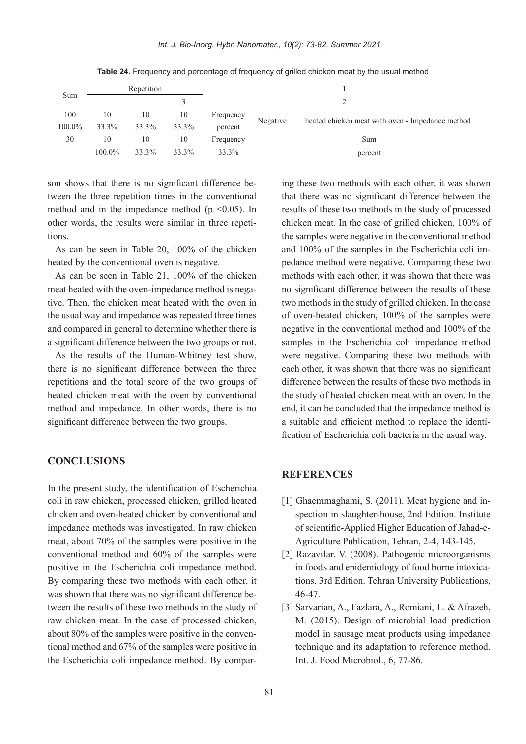**Table 24.** Frequency and percentage of frequency of grilled chicken meat by the usual method

| Sum | Repetition | | | 1 | | |
|---|---|---|---|---|---|---|
| | | | 3 | 2 | | |
| 100 | 10 | 10 | 10 | Frequency | Negative | heated chicken meat with oven - Impedance method |
| 100.0% | 33.3% | 33.3% | 33.3% | percent | | |
| 30 | 10 | 10 | 10 | Frequency | Sum | |
| | 100.0% | 33.3% | 33.3% | 33.3% | percent | |

son shows that there is no significant difference between the three repetition times in the conventional method and in the impedance method ($p < 0.05$). In other words, the results were similar in three repetitions.

As can be seen in Table 20, 100% of the chicken heated by the conventional oven is negative.

As can be seen in Table 21, 100% of the chicken meat heated with the oven-impedance method is negative. Then, the chicken meat heated with the oven in the usual way and impedance was repeated three times and compared in general to determine whether there is a significant difference between the two groups or not.

As the results of the Human-Whitney test show, there is no significant difference between the three repetitions and the total score of the two groups of heated chicken meat with the oven by conventional method and impedance. In other words, there is no significant difference between the two groups.

## CONCLUSIONS

In the present study, the identification of Escherichia coli in raw chicken, processed chicken, grilled heated chicken and oven-heated chicken by conventional and impedance methods was investigated. In raw chicken meat, about 70% of the samples were positive in the conventional method and 60% of the samples were positive in the Escherichia coli impedance method. By comparing these two methods with each other, it was shown that there was no significant difference between the results of these two methods in the study of raw chicken meat. In the case of processed chicken, about 80% of the samples were positive in the conventional method and 67% of the samples were positive in the Escherichia coli impedance method. By comparing these two methods with each other, it was shown that there was no significant difference between the results of these two methods in the study of processed chicken meat. In the case of grilled chicken, 100% of the samples were negative in the conventional method and 100% of the samples in the Escherichia coli impedance method were negative. Comparing these two methods with each other, it was shown that there was no significant difference between the results of these two methods in the study of grilled chicken. In the case of oven-heated chicken, 100% of the samples were negative in the conventional method and 100% of the samples in the Escherichia coli impedance method were negative. Comparing these two methods with each other, it was shown that there was no significant difference between the results of these two methods in the study of heated chicken meat with an oven. In the end, it can be concluded that the impedance method is a suitable and efficient method to replace the identification of Escherichia coli bacteria in the usual way.

## REFERENCES

[1] Ghaemmaghami, S. (2011). Meat hygiene and inspection in slaughter-house, 2nd Edition. Institute of scientific-Applied Higher Education of Jahad-e-Agriculture Publication, Tehran, 2-4, 143-145.

[2] Razavilar, V. (2008). Pathogenic microorganisms in foods and epidemiology of food borne intoxications. 3rd Edition. Tehran University Publications, 46-47.

[3] Sarvarian, A., Fazlara, A., Romiani, L. & Afrazeh, M. (2015). Design of microbial load prediction model in sausage meat products using impedance technique and its adaptation to reference method. Int. J. Food Microbiol., 6, 77-86.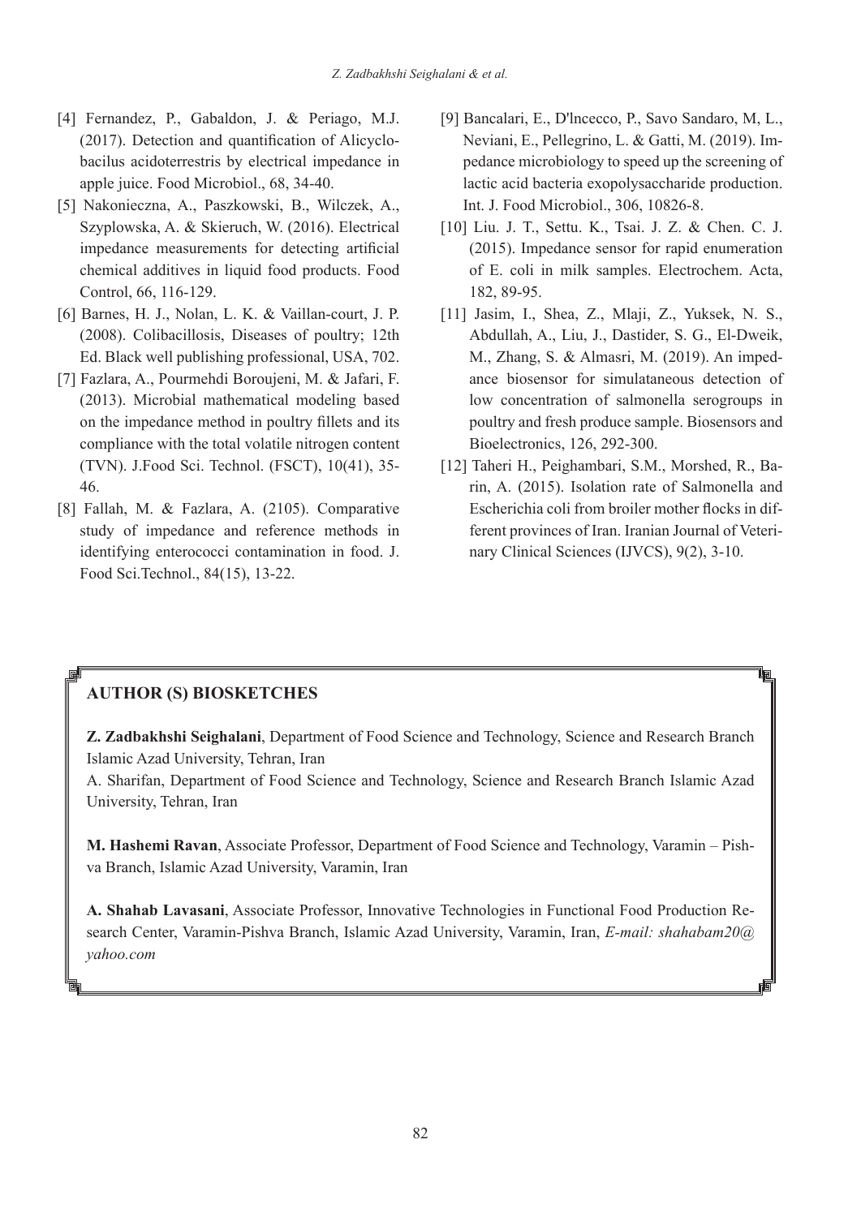[4] Fernandez, P., Gabaldon, J. & Periago, M.J. (2017). Detection and quantification of Alicyclobacilus acidoterrestris by electrical impedance in apple juice. Food Microbiol., 68, 34-40.

[5] Nakonieczna, A., Paszkowski, B., Wilczek, A., Szyplowska, A. & Skieruch, W. (2016). Electrical impedance measurements for detecting artificial chemical additives in liquid food products. Food Control, 66, 116-129.

[6] Barnes, H. J., Nolan, L. K. & Vaillan-court, J. P. (2008). Colibacillosis, Diseases of poultry; 12th Ed. Black well publishing professional, USA, 702.

[7] Fazlara, A., Pourmehdi Boroujeni, M. & Jafari, F. (2013). Microbial mathematical modeling based on the impedance method in poultry fillets and its compliance with the total volatile nitrogen content (TVN). J.Food Sci. Technol. (FSCT), 10(41), 35-46.

[8] Fallah, M. & Fazlara, A. (2105). Comparative study of impedance and reference methods in identifying enterococci contamination in food. J. Food Sci.Technol., 84(15), 13-22.

[9] Bancalari, E., D'lncecco, P., Savo Sandaro, M, L., Neviani, E., Pellegrino, L. & Gatti, M. (2019). Impedance microbiology to speed up the screening of lactic acid bacteria exopolysaccharide production. Int. J. Food Microbiol., 306, 10826-8.

[10] Liu. J. T., Settu. K., Tsai. J. Z. & Chen. C. J. (2015). Impedance sensor for rapid enumeration of E. coli in milk samples. Electrochem. Acta, 182, 89-95.

[11] Jasim, I., Shea, Z., Mlaji, Z., Yuksek, N. S., Abdullah, A., Liu, J., Dastider, S. G., El-Dweik, M., Zhang, S. & Almasri, M. (2019). An impedance biosensor for simulataneous detection of low concentration of salmonella serogroups in poultry and fresh produce sample. Biosensors and Bioelectronics, 126, 292-300.

[12] Taheri H., Peighambari, S.M., Morshed, R., Barin, A. (2015). Isolation rate of Salmonella and Escherichia coli from broiler mother flocks in different provinces of Iran. Iranian Journal of Veterinary Clinical Sciences (IJVCS), 9(2), 3-10.

## AUTHOR (S) BIOSKETCHES

**Z. Zadbakhshi Seighalani**, Department of Food Science and Technology, Science and Research Branch Islamic Azad University, Tehran, Iran

A. Sharifan, Department of Food Science and Technology, Science and Research Branch Islamic Azad University, Tehran, Iran

**M. Hashemi Ravan**, Associate Professor, Department of Food Science and Technology, Varamin – Pishva Branch, Islamic Azad University, Varamin, Iran

**A. Shahab Lavasani**, Associate Professor, Innovative Technologies in Functional Food Production Research Center, Varamin-Pishva Branch, Islamic Azad University, Varamin, Iran, *E-mail: shahabam20@yahoo.com*